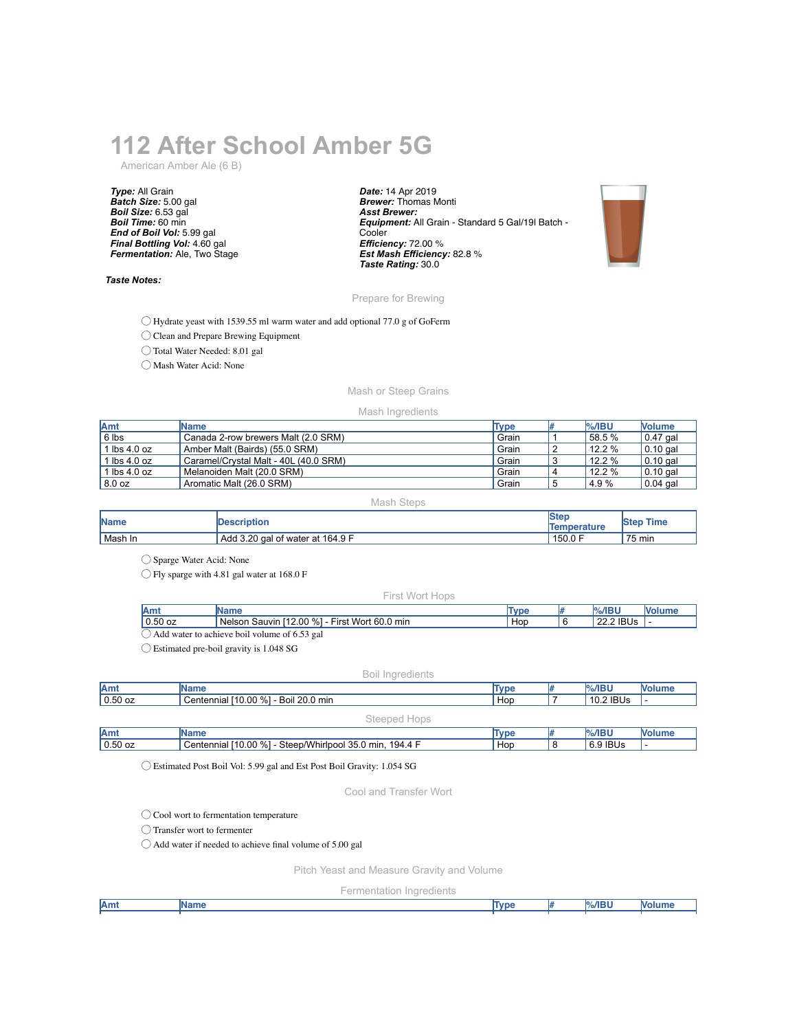# 112 After School Amber 5G

American Amber Ale (6 B)

***Type:*** All Grain
***Batch Size:*** 5.00 gal
***Boil Size:*** 6.53 gal
***Boil Time:*** 60 min
***End of Boil Vol:*** 5.99 gal
***Final Bottling Vol:*** 4.60 gal
***Fermentation:*** Ale, Two Stage

***Date:*** 14 Apr 2019
***Brewer:*** Thomas Monti
***Asst Brewer:***
***Equipment:*** All Grain - Standard 5 Gal/19l Batch - Cooler
***Efficiency:*** 72.00 %
***Est Mash Efficiency:*** 82.8 %
***Taste Rating:*** 30.0

***Taste Notes:***

## Prepare for Brewing

- ◯ Hydrate yeast with 1539.55 ml warm water and add optional 77.0 g of GoFerm
- ◯ Clean and Prepare Brewing Equipment
- ◯ Total Water Needed: 8.01 gal
- ◯ Mash Water Acid: None

## Mash or Steep Grains

### Mash Ingredients

| Amt | Name | Type | # | %/IBU | Volume |
|---|---|---|---|---|---|
| 6 lbs | Canada 2-row brewers Malt (2.0 SRM) | Grain | 1 | 58.5 % | 0.47 gal |
| 1 lbs 4.0 oz | Amber Malt (Bairds) (55.0 SRM) | Grain | 2 | 12.2 % | 0.10 gal |
| 1 lbs 4.0 oz | Caramel/Crystal Malt - 40L (40.0 SRM) | Grain | 3 | 12.2 % | 0.10 gal |
| 1 lbs 4.0 oz | Melanoiden Malt (20.0 SRM) | Grain | 4 | 12.2 % | 0.10 gal |
| 8.0 oz | Aromatic Malt (26.0 SRM) | Grain | 5 | 4.9 % | 0.04 gal |

### Mash Steps

| Name | Description | Step Temperature | Step Time |
|---|---|---|---|
| Mash In | Add 3.20 gal of water at 164.9 F | 150.0 F | 75 min |

- ◯ Sparge Water Acid: None
- ◯ Fly sparge with 4.81 gal water at 168.0 F

### First Wort Hops

| Amt | Name | Type | # | %/IBU | Volume |
|---|---|---|---|---|---|
| 0.50 oz | Nelson Sauvin [12.00 %] - First Wort 60.0 min | Hop | 6 | 22.2 IBUs | - |

- ◯ Add water to achieve boil volume of 6.53 gal
- ◯ Estimated pre-boil gravity is 1.048 SG

### Boil Ingredients

| Amt | Name | Type | # | %/IBU | Volume |
|---|---|---|---|---|---|
| 0.50 oz | Centennial [10.00 %] - Boil 20.0 min | Hop | 7 | 10.2 IBUs | - |

### Steeped Hops

| Amt | Name | Type | # | %/IBU | Volume |
|---|---|---|---|---|---|
| 0.50 oz | Centennial [10.00 %] - Steep/Whirlpool 35.0 min, 194.4 F | Hop | 8 | 6.9 IBUs | - |

- ◯ Estimated Post Boil Vol: 5.99 gal and Est Post Boil Gravity: 1.054 SG

## Cool and Transfer Wort

- ◯ Cool wort to fermentation temperature
- ◯ Transfer wort to fermenter
- ◯ Add water if needed to achieve final volume of 5.00 gal

## Pitch Yeast and Measure Gravity and Volume

### Fermentation Ingredients

| Amt | Name | Type | # | %/IBU | Volume |
|---|---|---|---|---|---|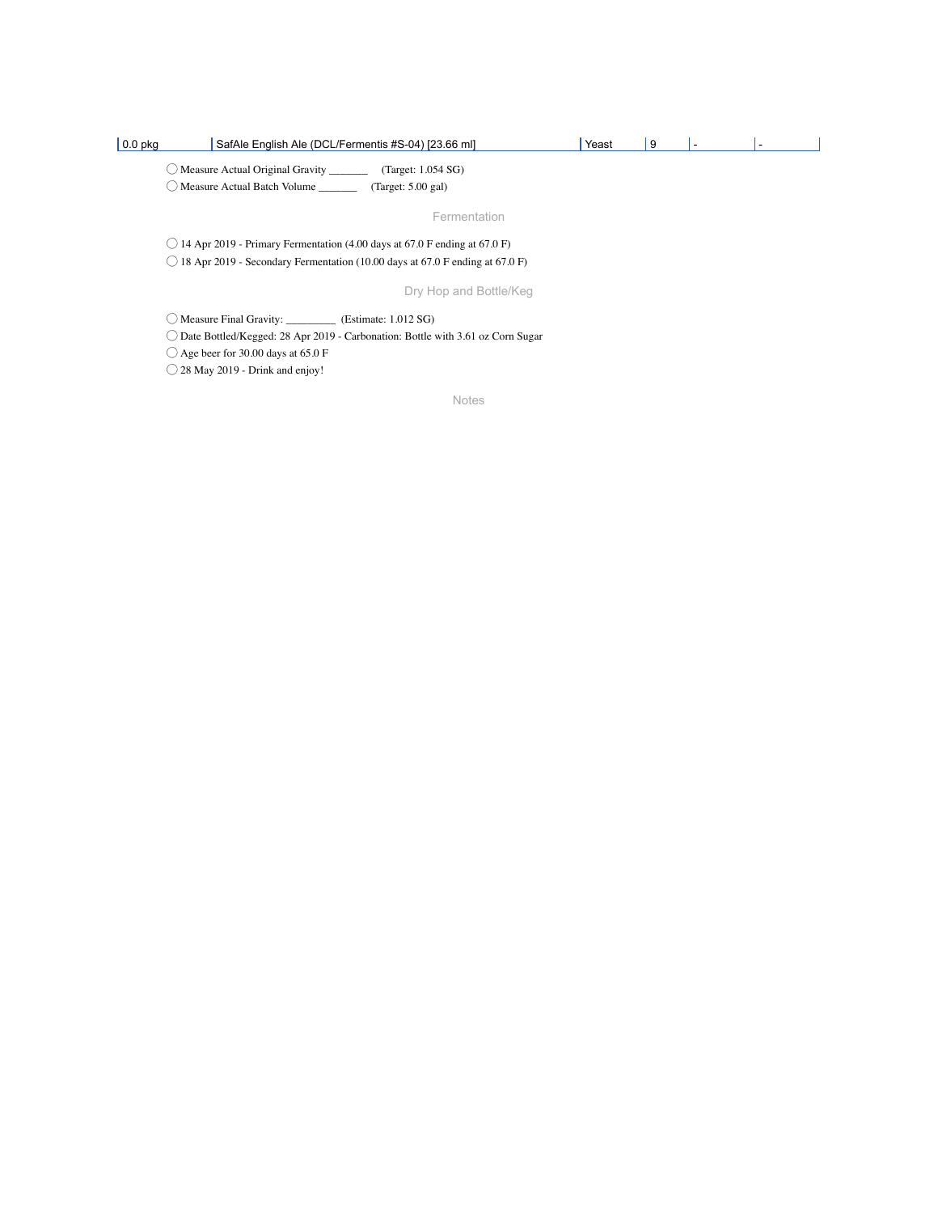| | | | | | |
|---|---|---|---|---|---|
| 0.0 pkg | SafAle English Ale (DCL/Fermentis #S-04) [23.66 ml] | Yeast | 9 | - | - |

◯ Measure Actual Original Gravity _______ (Target: 1.054 SG)

◯ Measure Actual Batch Volume _______ (Target: 5.00 gal)

## Fermentation

◯ 14 Apr 2019 - Primary Fermentation (4.00 days at 67.0 F ending at 67.0 F)

◯ 18 Apr 2019 - Secondary Fermentation (10.00 days at 67.0 F ending at 67.0 F)

## Dry Hop and Bottle/Keg

◯ Measure Final Gravity: _________ (Estimate: 1.012 SG)

◯ Date Bottled/Kegged: 28 Apr 2019 - Carbonation: Bottle with 3.61 oz Corn Sugar

◯ Age beer for 30.00 days at 65.0 F

◯ 28 May 2019 - Drink and enjoy!

## Notes